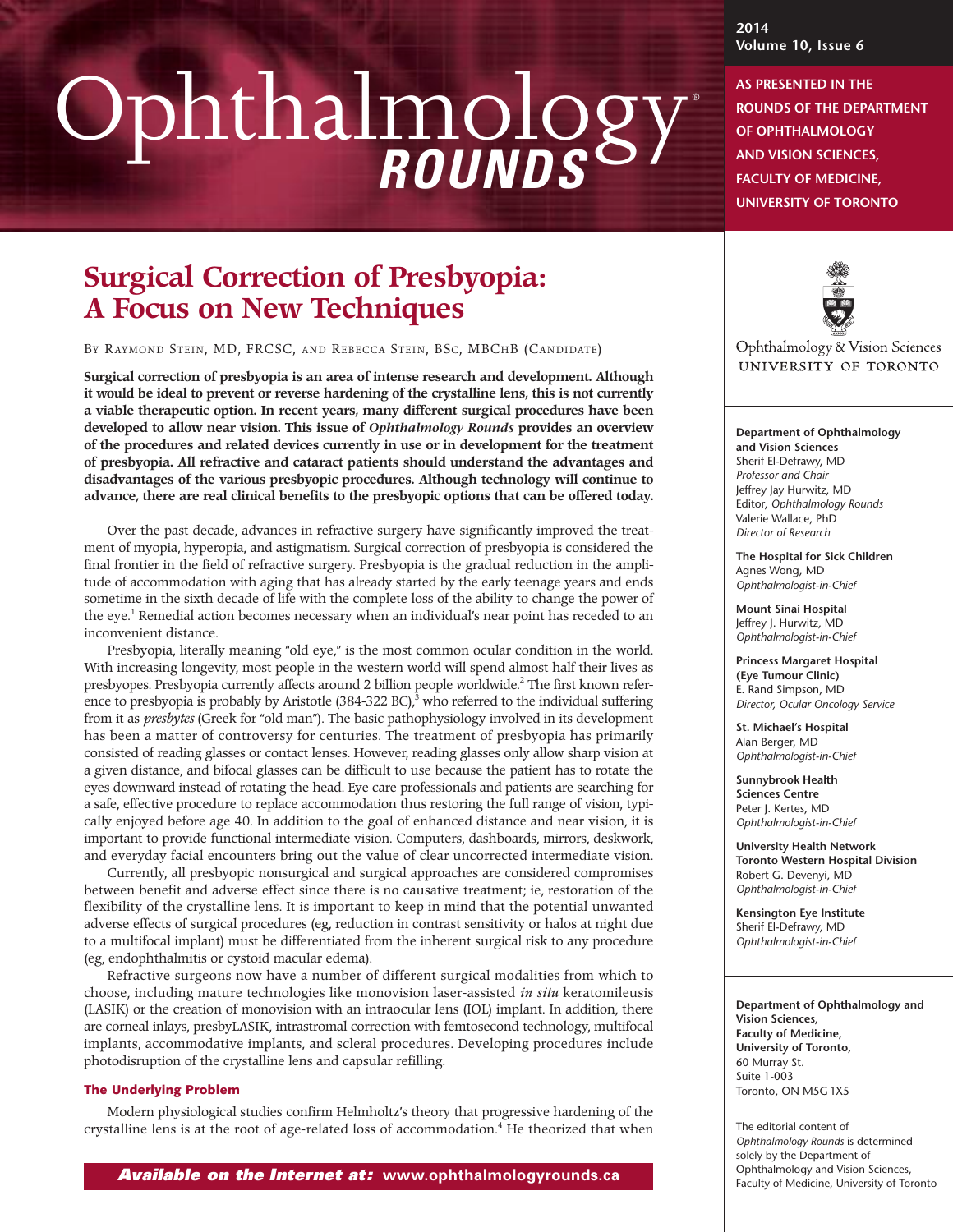# Ophthalmology ROUNDS

2014
Volume 10, Issue 6

AS PRESENTED IN THE ROUNDS OF THE DEPARTMENT OF OPHTHALMOLOGY AND VISION SCIENCES, FACULTY OF MEDICINE, UNIVERSITY OF TORONTO

Ophthalmology & Vision Sciences
UNIVERSITY OF TORONTO

**Department of Ophthalmology and Vision Sciences**
Sherif El-Defrawy, MD
*Professor and Chair*
Jeffrey Jay Hurwitz, MD
Editor, *Ophthalmology Rounds*
Valerie Wallace, PhD
*Director of Research*

**The Hospital for Sick Children**
Agnes Wong, MD
*Ophthalmologist-in-Chief*

**Mount Sinai Hospital**
Jeffrey J. Hurwitz, MD
*Ophthalmologist-in-Chief*

**Princess Margaret Hospital (Eye Tumour Clinic)**
E. Rand Simpson, MD
*Director, Ocular Oncology Service*

**St. Michael's Hospital**
Alan Berger, MD
*Ophthalmologist-in-Chief*

**Sunnybrook Health Sciences Centre**
Peter J. Kertes, MD
*Ophthalmologist-in-Chief*

**University Health Network Toronto Western Hospital Division**
Robert G. Devenyi, MD
*Ophthalmologist-in-Chief*

**Kensington Eye Institute**
Sherif El-Defrawy, MD
*Ophthalmologist-in-Chief*

**Department of Ophthalmology and Vision Sciences, Faculty of Medicine, University of Toronto,**
60 Murray St.
Suite 1-003
Toronto, ON M5G 1X5

The editorial content of *Ophthalmology Rounds* is determined solely by the Department of Ophthalmology and Vision Sciences, Faculty of Medicine, University of Toronto

## Surgical Correction of Presbyopia: A Focus on New Techniques

By Raymond Stein, MD, FRCSC, and Rebecca Stein, BSc, MBChB (Candidate)

**Surgical correction of presbyopia is an area of intense research and development. Although it would be ideal to prevent or reverse hardening of the crystalline lens, this is not currently a viable therapeutic option. In recent years, many different surgical procedures have been developed to allow near vision. This issue of *Ophthalmology Rounds* provides an overview of the procedures and related devices currently in use or in development for the treatment of presbyopia. All refractive and cataract patients should understand the advantages and disadvantages of the various presbyopic procedures. Although technology will continue to advance, there are real clinical benefits to the presbyopic options that can be offered today.**

Over the past decade, advances in refractive surgery have significantly improved the treatment of myopia, hyperopia, and astigmatism. Surgical correction of presbyopia is considered the final frontier in the field of refractive surgery. Presbyopia is the gradual reduction in the amplitude of accommodation with aging that has already started by the early teenage years and ends sometime in the sixth decade of life with the complete loss of the ability to change the power of the eye.[1] Remedial action becomes necessary when an individual's near point has receded to an inconvenient distance.

Presbyopia, literally meaning "old eye," is the most common ocular condition in the world. With increasing longevity, most people in the western world will spend almost half their lives as presbyopes. Presbyopia currently affects around 2 billion people worldwide.[2] The first known reference to presbyopia is probably by Aristotle (384-322 BC),[3] who referred to the individual suffering from it as *presbytes* (Greek for "old man"). The basic pathophysiology involved in its development has been a matter of controversy for centuries. The treatment of presbyopia has primarily consisted of reading glasses or contact lenses. However, reading glasses only allow sharp vision at a given distance, and bifocal glasses can be difficult to use because the patient has to rotate the eyes downward instead of rotating the head. Eye care professionals and patients are searching for a safe, effective procedure to replace accommodation thus restoring the full range of vision, typically enjoyed before age 40. In addition to the goal of enhanced distance and near vision, it is important to provide functional intermediate vision. Computers, dashboards, mirrors, deskwork, and everyday facial encounters bring out the value of clear uncorrected intermediate vision.

Currently, all presbyopic nonsurgical and surgical approaches are considered compromises between benefit and adverse effect since there is no causative treatment; ie, restoration of the flexibility of the crystalline lens. It is important to keep in mind that the potential unwanted adverse effects of surgical procedures (eg, reduction in contrast sensitivity or halos at night due to a multifocal implant) must be differentiated from the inherent surgical risk to any procedure (eg, endophthalmitis or cystoid macular edema).

Refractive surgeons now have a number of different surgical modalities from which to choose, including mature technologies like monovision laser-assisted *in situ* keratomileusis (LASIK) or the creation of monovision with an intraocular lens (IOL) implant. In addition, there are corneal inlays, presbyLASIK, intrastromal correction with femtosecond technology, multifocal implants, accommodative implants, and scleral procedures. Developing procedures include photodisruption of the crystalline lens and capsular refilling.

### The Underlying Problem

Modern physiological studies confirm Helmholtz's theory that progressive hardening of the crystalline lens is at the root of age-related loss of accommodation.[4] He theorized that when

**Available on the Internet at: www.ophthalmologyrounds.ca**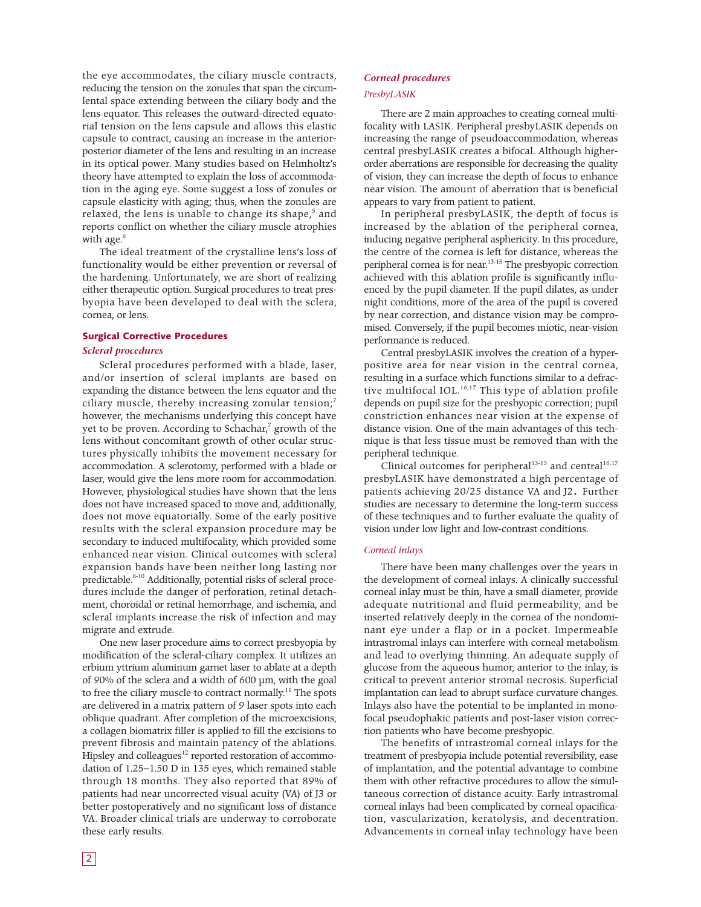the eye accommodates, the ciliary muscle contracts, reducing the tension on the zonules that span the circumlental space extending between the ciliary body and the lens equator. This releases the outward-directed equatorial tension on the lens capsule and allows this elastic capsule to contract, causing an increase in the anterior-posterior diameter of the lens and resulting in an increase in its optical power. Many studies based on Helmholtz's theory have attempted to explain the loss of accommodation in the aging eye. Some suggest a loss of zonules or capsule elasticity with aging; thus, when the zonules are relaxed, the lens is unable to change its shape,[5] and reports conflict on whether the ciliary muscle atrophies with age.[6]

The ideal treatment of the crystalline lens's loss of functionality would be either prevention or reversal of the hardening. Unfortunately, we are short of realizing either therapeutic option. Surgical procedures to treat presbyopia have been developed to deal with the sclera, cornea, or lens.

## Surgical Corrective Procedures

### *Scleral procedures*

Scleral procedures performed with a blade, laser, and/or insertion of scleral implants are based on expanding the distance between the lens equator and the ciliary muscle, thereby increasing zonular tension;[7] however, the mechanisms underlying this concept have yet to be proven. According to Schachar,[7] growth of the lens without concomitant growth of other ocular structures physically inhibits the movement necessary for accommodation. A sclerotomy, performed with a blade or laser, would give the lens more room for accommodation. However, physiological studies have shown that the lens does not have increased spaced to move and, additionally, does not move equatorially. Some of the early positive results with the scleral expansion procedure may be secondary to induced multifocality, which provided some enhanced near vision. Clinical outcomes with scleral expansion bands have been neither long lasting nor predictable.[8-10] Additionally, potential risks of scleral procedures include the danger of perforation, retinal detachment, choroidal or retinal hemorrhage, and ischemia, and scleral implants increase the risk of infection and may migrate and extrude.

One new laser procedure aims to correct presbyopia by modification of the scleral-ciliary complex. It utilizes an erbium yttrium aluminum garnet laser to ablate at a depth of 90% of the sclera and a width of 600 µm, with the goal to free the ciliary muscle to contract normally.[11] The spots are delivered in a matrix pattern of 9 laser spots into each oblique quadrant. After completion of the microexcisions, a collagen biomatrix filler is applied to fill the excisions to prevent fibrosis and maintain patency of the ablations. Hipsley and colleagues[12] reported restoration of accommodation of 1.25–1.50 D in 135 eyes, which remained stable through 18 months. They also reported that 89% of patients had near uncorrected visual acuity (VA) of J3 or better postoperatively and no significant loss of distance VA. Broader clinical trials are underway to corroborate these early results.

### *Corneal procedures*

#### *PresbyLASIK*

There are 2 main approaches to creating corneal multifocality with LASIK. Peripheral presbyLASIK depends on increasing the range of pseudoaccommodation, whereas central presbyLASIK creates a bifocal. Although higher-order aberrations are responsible for decreasing the quality of vision, they can increase the depth of focus to enhance near vision. The amount of aberration that is beneficial appears to vary from patient to patient.

In peripheral presbyLASIK, the depth of focus is increased by the ablation of the peripheral cornea, inducing negative peripheral asphericity. In this procedure, the centre of the cornea is left for distance, whereas the peripheral cornea is for near.[13-15] The presbyopic correction achieved with this ablation profile is significantly influenced by the pupil diameter. If the pupil dilates, as under night conditions, more of the area of the pupil is covered by near correction, and distance vision may be compromised. Conversely, if the pupil becomes miotic, near-vision performance is reduced.

Central presbyLASIK involves the creation of a hyperpositive area for near vision in the central cornea, resulting in a surface which functions similar to a diffractive multifocal IOL.[16,17] This type of ablation profile depends on pupil size for the presbyopic correction; pupil constriction enhances near vision at the expense of distance vision. One of the main advantages of this technique is that less tissue must be removed than with the peripheral technique.

Clinical outcomes for peripheral[13-15] and central[16,17] presbyLASIK have demonstrated a high percentage of patients achieving 20/25 distance VA and J2**.** Further studies are necessary to determine the long-term success of these techniques and to further evaluate the quality of vision under low light and low-contrast conditions.

#### *Corneal inlays*

There have been many challenges over the years in the development of corneal inlays. A clinically successful corneal inlay must be thin, have a small diameter, provide adequate nutritional and fluid permeability, and be inserted relatively deeply in the cornea of the nondominant eye under a flap or in a pocket. Impermeable intrastromal inlays can interfere with corneal metabolism and lead to overlying thinning. An adequate supply of glucose from the aqueous humor, anterior to the inlay, is critical to prevent anterior stromal necrosis. Superficial implantation can lead to abrupt surface curvature changes. Inlays also have the potential to be implanted in monofocal pseudophakic patients and post-laser vision correction patients who have become presbyopic.

The benefits of intrastromal corneal inlays for the treatment of presbyopia include potential reversibility, ease of implantation, and the potential advantage to combine them with other refractive procedures to allow the simultaneous correction of distance acuity. Early intrastromal corneal inlays had been complicated by corneal opacification, vascularization, keratolysis, and decentration. Advancements in corneal inlay technology have been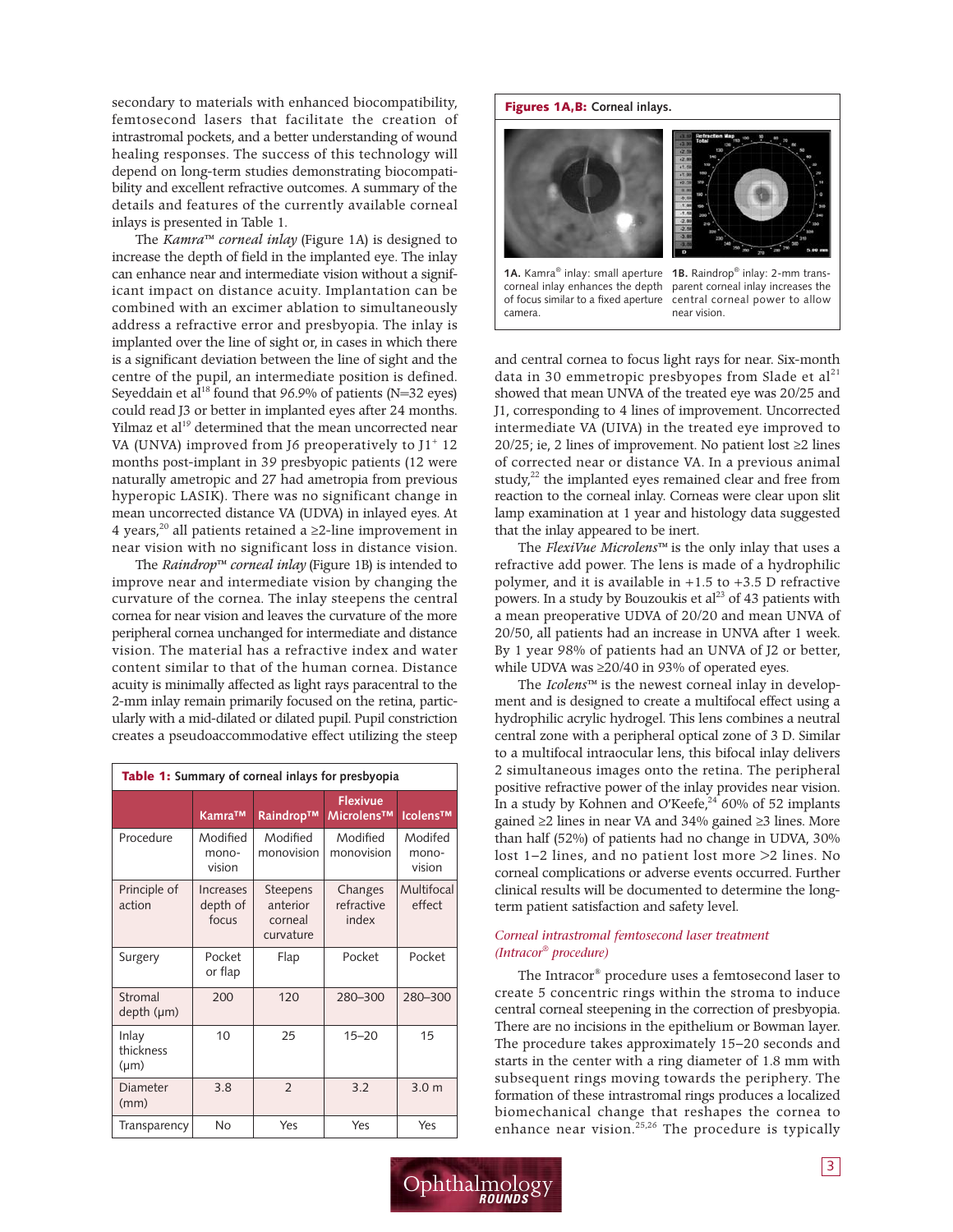secondary to materials with enhanced biocompatibility, femtosecond lasers that facilitate the creation of intrastromal pockets, and a better understanding of wound healing responses. The success of this technology will depend on long-term studies demonstrating biocompatibility and excellent refractive outcomes. A summary of the details and features of the currently available corneal inlays is presented in Table 1.

The *Kamra™ corneal inlay* (Figure 1A) is designed to increase the depth of field in the implanted eye. The inlay can enhance near and intermediate vision without a significant impact on distance acuity. Implantation can be combined with an excimer ablation to simultaneously address a refractive error and presbyopia. The inlay is implanted over the line of sight or, in cases in which there is a significant deviation between the line of sight and the centre of the pupil, an intermediate position is defined. Seyeddain et al[18] found that 96.9% of patients (N=32 eyes) could read J3 or better in implanted eyes after 24 months. Yilmaz et al[19] determined that the mean uncorrected near VA (UNVA) improved from J6 preoperatively to J1+ 12 months post-implant in 39 presbyopic patients (12 were naturally ametropic and 27 had ametropia from previous hyperopic LASIK). There was no significant change in mean uncorrected distance VA (UDVA) in inlayed eyes. At 4 years,[20] all patients retained a ≥2-line improvement in near vision with no significant loss in distance vision.

The *Raindrop™ corneal inlay* (Figure 1B) is intended to improve near and intermediate vision by changing the curvature of the cornea. The inlay steepens the central cornea for near vision and leaves the curvature of the more peripheral cornea unchanged for intermediate and distance vision. The material has a refractive index and water content similar to that of the human cornea. Distance acuity is minimally affected as light rays paracentral to the 2-mm inlay remain primarily focused on the retina, particularly with a mid-dilated or dilated pupil. Pupil constriction creates a pseudoaccommodative effect utilizing the steep and central cornea to focus light rays for near. Six-month data in 30 emmetropic presbyopes from Slade et al[21] showed that mean UNVA of the treated eye was 20/25 and J1, corresponding to 4 lines of improvement. Uncorrected intermediate VA (UIVA) in the treated eye improved to 20/25; ie, 2 lines of improvement. No patient lost ≥2 lines of corrected near or distance VA. In a previous animal study,[22] the implanted eyes remained clear and free from reaction to the corneal inlay. Corneas were clear upon slit lamp examination at 1 year and histology data suggested that the inlay appeared to be inert.

**Figures 1A,B:** Corneal inlays.

**1A.** Kamra® inlay: small aperture corneal inlay enhances the depth of focus similar to a fixed aperture camera.

**1B.** Raindrop® inlay: 2-mm transparent corneal inlay increases the central corneal power to allow near vision.

**Table 1:** Summary of corneal inlays for presbyopia

| | Kamra™ | Raindrop™ | Flexivue Microlens™ | Icolens™ |
|---|---|---|---|---|
| Procedure | Modified monovision | Modified monovision | Modified monovision | Modifed monovision |
| Principle of action | Increases depth of focus | Steepens anterior corneal curvature | Changes refractive index | Multifocal effect |
| Surgery | Pocket or flap | Flap | Pocket | Pocket |
| Stromal depth (μm) | 200 | 120 | 280–300 | 280–300 |
| Inlay thickness (μm) | 10 | 25 | 15–20 | 15 |
| Diameter (mm) | 3.8 | 2 | 3.2 | 3.0 m |
| Transparency | No | Yes | Yes | Yes |

The *FlexiVue Microlens™* is the only inlay that uses a refractive add power. The lens is made of a hydrophilic polymer, and it is available in +1.5 to +3.5 D refractive powers. In a study by Bouzoukis et al[23] of 43 patients with a mean preoperative UDVA of 20/20 and mean UNVA of 20/50, all patients had an increase in UNVA after 1 week. By 1 year 98% of patients had an UNVA of J2 or better, while UDVA was ≥20/40 in 93% of operated eyes.

The *Icolens™* is the newest corneal inlay in development and is designed to create a multifocal effect using a hydrophilic acrylic hydrogel. This lens combines a neutral central zone with a peripheral optical zone of 3 D. Similar to a multifocal intraocular lens, this bifocal inlay delivers 2 simultaneous images onto the retina. The peripheral positive refractive power of the inlay provides near vision. In a study by Kohnen and O'Keefe,[24] 60% of 52 implants gained ≥2 lines in near VA and 34% gained ≥3 lines. More than half (52%) of patients had no change in UDVA, 30% lost 1–2 lines, and no patient lost more >2 lines. No corneal complications or adverse events occurred. Further clinical results will be documented to determine the long-term patient satisfaction and safety level.

### *Corneal intrastromal femtosecond laser treatment (Intracor® procedure)*

The Intracor® procedure uses a femtosecond laser to create 5 concentric rings within the stroma to induce central corneal steepening in the correction of presbyopia. There are no incisions in the epithelium or Bowman layer. The procedure takes approximately 15–20 seconds and starts in the center with a ring diameter of 1.8 mm with subsequent rings moving towards the periphery. The formation of these intrastromal rings produces a localized biomechanical change that reshapes the cornea to enhance near vision.[25,26] The procedure is typically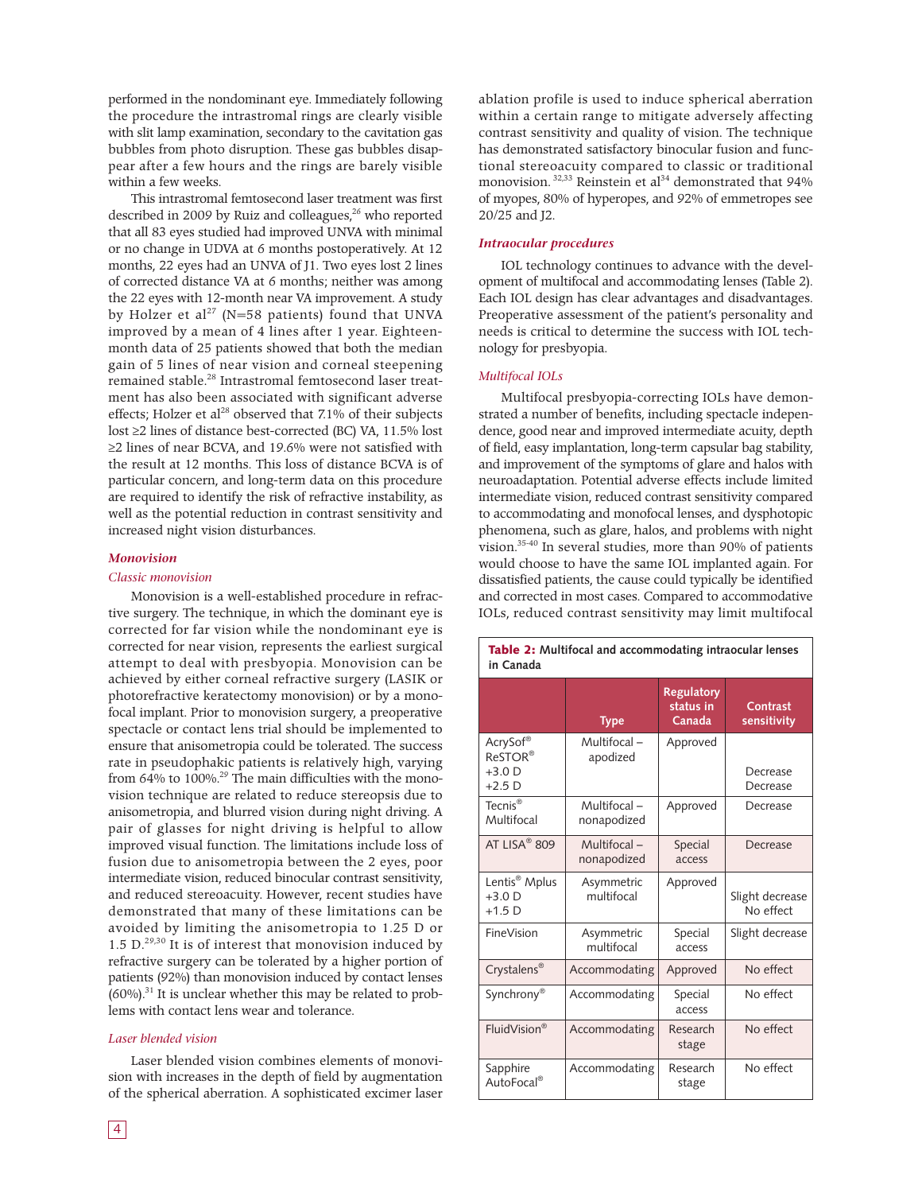performed in the nondominant eye. Immediately following the procedure the intrastromal rings are clearly visible with slit lamp examination, secondary to the cavitation gas bubbles from photo disruption. These gas bubbles disappear after a few hours and the rings are barely visible within a few weeks.

This intrastromal femtosecond laser treatment was first described in 2009 by Ruiz and colleagues,[26] who reported that all 83 eyes studied had improved UNVA with minimal or no change in UDVA at 6 months postoperatively. At 12 months, 22 eyes had an UNVA of J1. Two eyes lost 2 lines of corrected distance VA at 6 months; neither was among the 22 eyes with 12-month near VA improvement. A study by Holzer et al[27] (N=58 patients) found that UNVA improved by a mean of 4 lines after 1 year. Eighteen-month data of 25 patients showed that both the median gain of 5 lines of near vision and corneal steepening remained stable.[28] Intrastromal femtosecond laser treatment has also been associated with significant adverse effects; Holzer et al[28] observed that 7.1% of their subjects lost ≥2 lines of distance best-corrected (BC) VA, 11.5% lost ≥2 lines of near BCVA, and 19.6% were not satisfied with the result at 12 months. This loss of distance BCVA is of particular concern, and long-term data on this procedure are required to identify the risk of refractive instability, as well as the potential reduction in contrast sensitivity and increased night vision disturbances.

### *Monovision*

#### *Classic monovision*

Monovision is a well-established procedure in refractive surgery. The technique, in which the dominant eye is corrected for far vision while the nondominant eye is corrected for near vision, represents the earliest surgical attempt to deal with presbyopia. Monovision can be achieved by either corneal refractive surgery (LASIK or photorefractive keratectomy monovision) or by a monofocal implant. Prior to monovision surgery, a preoperative spectacle or contact lens trial should be implemented to ensure that anisometropia could be tolerated. The success rate in pseudophakic patients is relatively high, varying from 64% to 100%.[29] The main difficulties with the monovision technique are related to reduce stereopsis due to anisometropia, and blurred vision during night driving. A pair of glasses for night driving is helpful to allow improved visual function. The limitations include loss of fusion due to anisometropia between the 2 eyes, poor intermediate vision, reduced binocular contrast sensitivity, and reduced stereoacuity. However, recent studies have demonstrated that many of these limitations can be avoided by limiting the anisometropia to 1.25 D or 1.5 D.[29,30] It is of interest that monovision induced by refractive surgery can be tolerated by a higher portion of patients (92%) than monovision induced by contact lenses (60%).[31] It is unclear whether this may be related to problems with contact lens wear and tolerance.

#### *Laser blended vision*

Laser blended vision combines elements of monovision with increases in the depth of field by augmentation of the spherical aberration. A sophisticated excimer laser ablation profile is used to induce spherical aberration within a certain range to mitigate adversely affecting contrast sensitivity and quality of vision. The technique has demonstrated satisfactory binocular fusion and functional stereoacuity compared to classic or traditional monovision.[32,33] Reinstein et al[34] demonstrated that 94% of myopes, 80% of hyperopes, and 92% of emmetropes see 20/25 and J2.

### *Intraocular procedures*

IOL technology continues to advance with the development of multifocal and accommodating lenses (Table 2). Each IOL design has clear advantages and disadvantages. Preoperative assessment of the patient's personality and needs is critical to determine the success with IOL technology for presbyopia.

#### *Multifocal IOLs*

Multifocal presbyopia-correcting IOLs have demonstrated a number of benefits, including spectacle independence, good near and improved intermediate acuity, depth of field, easy implantation, long-term capsular bag stability, and improvement of the symptoms of glare and halos with neuroadaptation. Potential adverse effects include limited intermediate vision, reduced contrast sensitivity compared to accommodating and monofocal lenses, and dysphotopic phenomena, such as glare, halos, and problems with night vision.[35-40] In several studies, more than 90% of patients would choose to have the same IOL implanted again. For dissatisfied patients, the cause could typically be identified and corrected in most cases. Compared to accommodative IOLs, reduced contrast sensitivity may limit multifocal

**Table 2:** Multifocal and accommodating intraocular lenses in Canada

| | Type | Regulatory status in Canada | Contrast sensitivity |
|---|---|---|---|
| AcrySof® ReSTOR® +3.0 D +2.5 D | Multifocal – apodized | Approved | Decrease Decrease |
| Tecnis® Multifocal | Multifocal – nonapodized | Approved | Decrease |
| AT LISA® 809 | Multifocal – nonapodized | Special access | Decrease |
| Lentis® Mplus +3.0 D +1.5 D | Asymmetric multifocal | Approved | Slight decrease No effect |
| FineVision | Asymmetric multifocal | Special access | Slight decrease |
| Crystalens® | Accommodating | Approved | No effect |
| Synchrony® | Accommodating | Special access | No effect |
| FluidVision® | Accommodating | Research stage | No effect |
| Sapphire AutoFocal® | Accommodating | Research stage | No effect |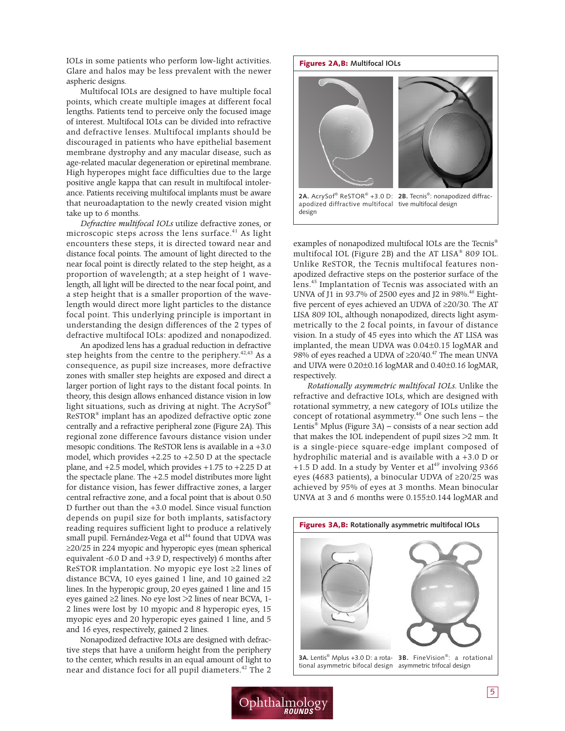IOLs in some patients who perform low-light activities. Glare and halos may be less prevalent with the newer aspheric designs.

Multifocal IOLs are designed to have multiple focal points, which create multiple images at different focal lengths. Patients tend to perceive only the focused image of interest. Multifocal IOLs can be divided into refractive and defractive lenses. Multifocal implants should be discouraged in patients who have epithelial basement membrane dystrophy and any macular disease, such as age-related macular degeneration or epiretinal membrane. High hyperopes might face difficulties due to the large positive angle kappa that can result in multifocal intolerance. Patients receiving multifocal implants must be aware that neuroadaptation to the newly created vision might take up to 6 months.

*Defractive multifocal IOLs* utilize defractive zones, or microscopic steps across the lens surface.[41] As light encounters these steps, it is directed toward near and distance focal points. The amount of light directed to the near focal point is directly related to the step height, as a proportion of wavelength; at a step height of 1 wavelength, all light will be directed to the near focal point, and a step height that is a smaller proportion of the wavelength would direct more light particles to the distance focal point. This underlying principle is important in understanding the design differences of the 2 types of defractive multifocal IOLs: apodized and nonapodized.

An apodized lens has a gradual reduction in defractive step heights from the centre to the periphery.[42,43] As a consequence, as pupil size increases, more defractive zones with smaller step heights are exposed and direct a larger portion of light rays to the distant focal points. In theory, this design allows enhanced distance vision in low light situations, such as driving at night. The AcrySof® ReSTOR® implant has an apodized defractive optic zone centrally and a refractive peripheral zone (Figure 2A). This regional zone difference favours distance vision under mesopic conditions. The ReSTOR lens is available in a +3.0 model, which provides +2.25 to +2.50 D at the spectacle plane, and +2.5 model, which provides +1.75 to +2.25 D at the spectacle plane. The +2.5 model distributes more light for distance vision, has fewer diffractive zones, a larger central refractive zone, and a focal point that is about 0.50 D further out than the +3.0 model. Since visual function depends on pupil size for both implants, satisfactory reading requires sufficient light to produce a relatively small pupil. Fernández-Vega et al[44] found that UDVA was ≥20/25 in 224 myopic and hyperopic eyes (mean spherical equivalent -6.0 D and +3.9 D, respectively) 6 months after ReSTOR implantation. No myopic eye lost ≥2 lines of distance BCVA, 10 eyes gained 1 line, and 10 gained ≥2 lines. In the hyperopic group, 20 eyes gained 1 line and 15 eyes gained ≥2 lines. No eye lost >2 lines of near BCVA, 1-2 lines were lost by 10 myopic and 8 hyperopic eyes, 15 myopic eyes and 20 hyperopic eyes gained 1 line, and 5 and 16 eyes, respectively, gained 2 lines.

Nonapodized defractive IOLs are designed with defractive steps that have a uniform height from the periphery to the center, which results in an equal amount of light to near and distance foci for all pupil diameters.[42] The 2 examples of nonapodized multifocal IOLs are the Tecnis® multifocal IOL (Figure 2B) and the AT LISA® 809 IOL. Unlike ReSTOR, the Tecnis multifocal features nonapodized defractive steps on the posterior surface of the lens.[45] Implantation of Tecnis was associated with an UNVA of J1 in 93.7% of 2500 eyes and J2 in 98%.[46] Eight-five percent of eyes achieved an UDVA of ≥20/30. The AT LISA 809 IOL, although nonapodized, directs light asymmetrically to the 2 focal points, in favour of distance vision. In a study of 45 eyes into which the AT LISA was implanted, the mean UDVA was 0.04±0.15 logMAR and 98% of eyes reached a UDVA of ≥20/40.[47] The mean UNVA and UIVA were 0.20±0.16 logMAR and 0.40±0.16 logMAR, respectively.

**Figures 2A,B: Multifocal IOLs**

**2A.** AcrySof® ReSTOR® +3.0 D: apodized diffractive multifocal design

**2B.** Tecnis®: nonapodized diffractive multifocal design

*Rotationally asymmetric multifocal IOLs.* Unlike the refractive and defractive IOLs, which are designed with rotational symmetry, a new category of IOLs utilize the concept of rotational asymmetry.[48] One such lens – the Lentis® Mplus (Figure 3A) – consists of a near section add that makes the IOL independent of pupil sizes >2 mm. It is a single-piece square-edge implant composed of hydrophilic material and is available with a +3.0 D or +1.5 D add. In a study by Venter et al[49] involving 9366 eyes (4683 patients), a binocular UDVA of ≥20/25 was achieved by 95% of eyes at 3 months. Mean binocular UNVA at 3 and 6 months were 0.155±0.144 logMAR and

**Figures 3A,B: Rotationally asymmetric multifocal IOLs**

**3A.** Lentis® Mplus +3.0 D: a rotational asymmetric bifocal design

**3B.** FineVision®: a rotational asymmetric trifocal design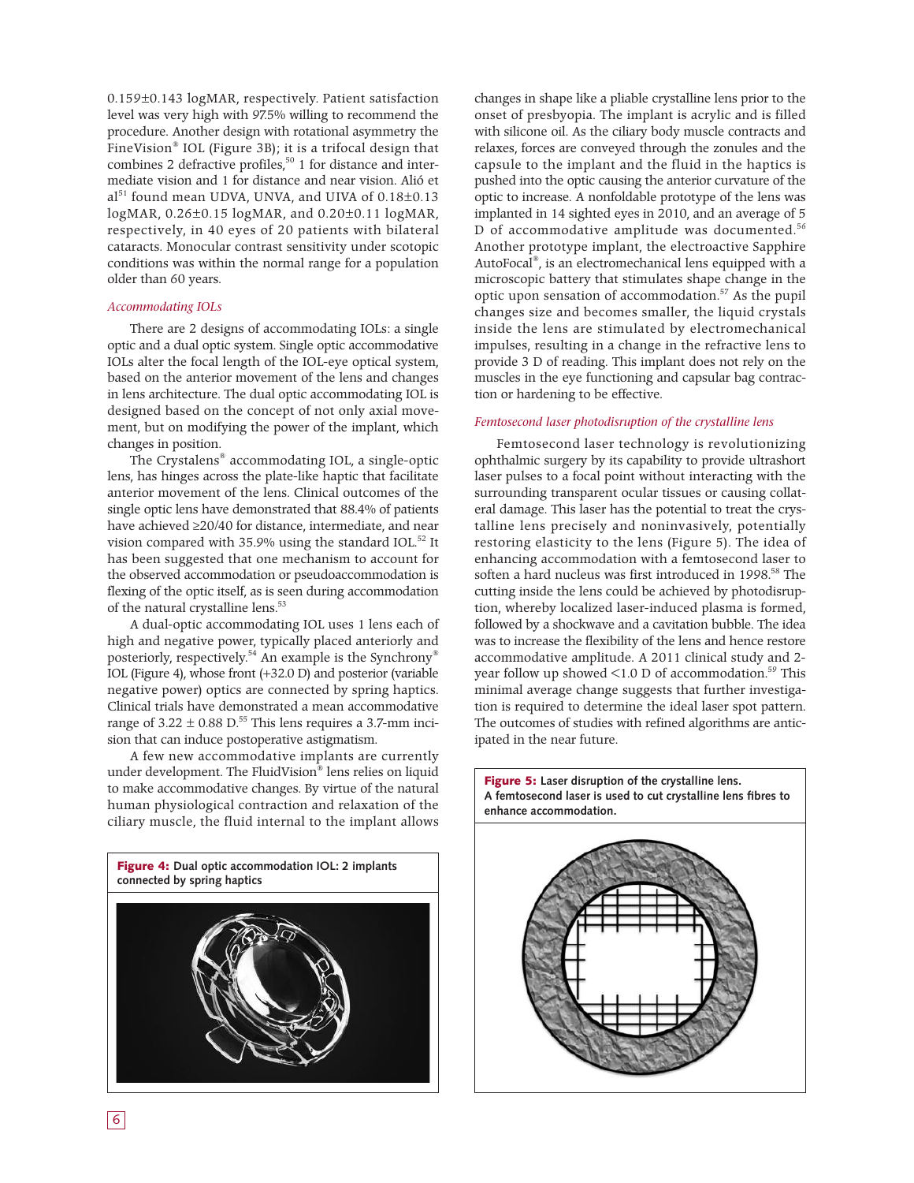0.159±0.143 logMAR, respectively. Patient satisfaction level was very high with 97.5% willing to recommend the procedure. Another design with rotational asymmetry the FineVision® IOL (Figure 3B); it is a trifocal design that combines 2 defractive profiles,[50] 1 for distance and intermediate vision and 1 for distance and near vision. Alió et al[51] found mean UDVA, UNVA, and UIVA of 0.18±0.13 logMAR, 0.26±0.15 logMAR, and 0.20±0.11 logMAR, respectively, in 40 eyes of 20 patients with bilateral cataracts. Monocular contrast sensitivity under scotopic conditions was within the normal range for a population older than 60 years.

### *Accommodating IOLs*

There are 2 designs of accommodating IOLs: a single optic and a dual optic system. Single optic accommodative IOLs alter the focal length of the IOL-eye optical system, based on the anterior movement of the lens and changes in lens architecture. The dual optic accommodating IOL is designed based on the concept of not only axial movement, but on modifying the power of the implant, which changes in position.

The Crystalens® accommodating IOL, a single-optic lens, has hinges across the plate-like haptic that facilitate anterior movement of the lens. Clinical outcomes of the single optic lens have demonstrated that 88.4% of patients have achieved ≥20/40 for distance, intermediate, and near vision compared with 35.9% using the standard IOL.[52] It has been suggested that one mechanism to account for the observed accommodation or pseudoaccommodation is flexing of the optic itself, as is seen during accommodation of the natural crystalline lens.[53]

A dual-optic accommodating IOL uses 1 lens each of high and negative power, typically placed anteriorly and posteriorly, respectively.[54] An example is the Synchrony® IOL (Figure 4), whose front (+32.0 D) and posterior (variable negative power) optics are connected by spring haptics. Clinical trials have demonstrated a mean accommodative range of 3.22 ± 0.88 D.[55] This lens requires a 3.7-mm incision that can induce postoperative astigmatism.

A few new accommodative implants are currently under development. The FluidVision® lens relies on liquid to make accommodative changes. By virtue of the natural human physiological contraction and relaxation of the ciliary muscle, the fluid internal to the implant allows changes in shape like a pliable crystalline lens prior to the onset of presbyopia. The implant is acrylic and is filled with silicone oil. As the ciliary body muscle contracts and relaxes, forces are conveyed through the zonules and the capsule to the implant and the fluid in the haptics is pushed into the optic causing the anterior curvature of the optic to increase. A nonfoldable prototype of the lens was implanted in 14 sighted eyes in 2010, and an average of 5 D of accommodative amplitude was documented.[56] Another prototype implant, the electroactive Sapphire AutoFocal®, is an electromechanical lens equipped with a microscopic battery that stimulates shape change in the optic upon sensation of accommodation.[57] As the pupil changes size and becomes smaller, the liquid crystals inside the lens are stimulated by electromechanical impulses, resulting in a change in the refractive lens to provide 3 D of reading. This implant does not rely on the muscles in the eye functioning and capsular bag contraction or hardening to be effective.

**Figure 4:** Dual optic accommodation IOL: 2 implants connected by spring haptics

### *Femtosecond laser photodisruption of the crystalline lens*

Femtosecond laser technology is revolutionizing ophthalmic surgery by its capability to provide ultrashort laser pulses to a focal point without interacting with the surrounding transparent ocular tissues or causing collateral damage. This laser has the potential to treat the crystalline lens precisely and noninvasively, potentially restoring elasticity to the lens (Figure 5). The idea of enhancing accommodation with a femtosecond laser to soften a hard nucleus was first introduced in 1998.[58] The cutting inside the lens could be achieved by photodisruption, whereby localized laser-induced plasma is formed, followed by a shockwave and a cavitation bubble. The idea was to increase the flexibility of the lens and hence restore accommodative amplitude. A 2011 clinical study and 2-year follow up showed <1.0 D of accommodation.[59] This minimal average change suggests that further investigation is required to determine the ideal laser spot pattern. The outcomes of studies with refined algorithms are anticipated in the near future.

**Figure 5:** Laser disruption of the crystalline lens. A femtosecond laser is used to cut crystalline lens fibres to enhance accommodation.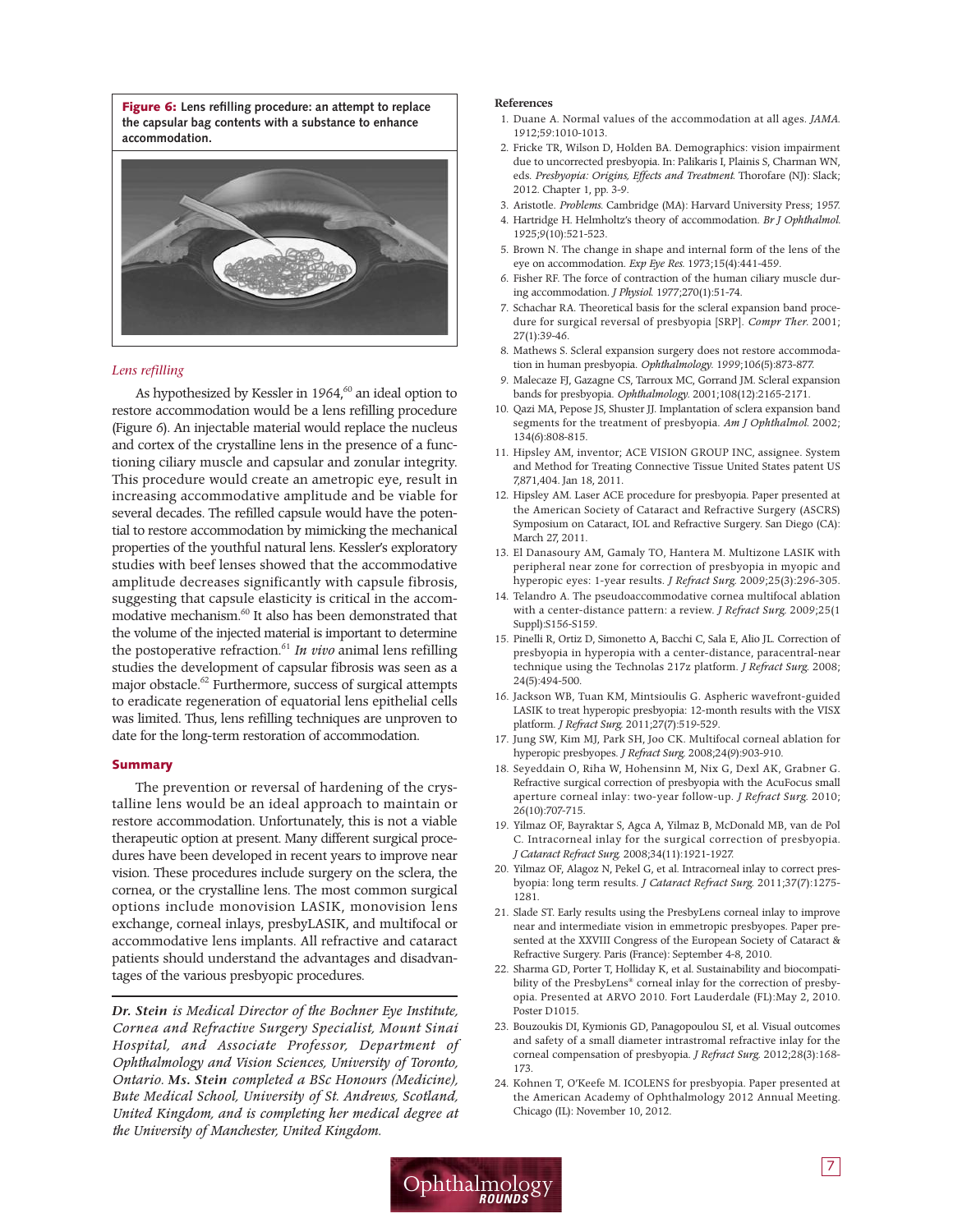**Figure 6:** Lens refilling procedure: an attempt to replace the capsular bag contents with a substance to enhance accommodation.

### *Lens refilling*

As hypothesized by Kessler in 1964,[60] an ideal option to restore accommodation would be a lens refilling procedure (Figure 6). An injectable material would replace the nucleus and cortex of the crystalline lens in the presence of a functioning ciliary muscle and capsular and zonular integrity. This procedure would create an ametropic eye, result in increasing accommodative amplitude and be viable for several decades. The refilled capsule would have the potential to restore accommodation by mimicking the mechanical properties of the youthful natural lens. Kessler's exploratory studies with beef lenses showed that the accommodative amplitude decreases significantly with capsule fibrosis, suggesting that capsule elasticity is critical in the accommodative mechanism.[60] It also has been demonstrated that the volume of the injected material is important to determine the postoperative refraction.[61] *In vivo* animal lens refilling studies the development of capsular fibrosis was seen as a major obstacle.[62] Furthermore, success of surgical attempts to eradicate regeneration of equatorial lens epithelial cells was limited. Thus, lens refilling techniques are unproven to date for the long-term restoration of accommodation.

## Summary

The prevention or reversal of hardening of the crystalline lens would be an ideal approach to maintain or restore accommodation. Unfortunately, this is not a viable therapeutic option at present. Many different surgical procedures have been developed in recent years to improve near vision. These procedures include surgery on the sclera, the cornea, or the crystalline lens. The most common surgical options include monovision LASIK, monovision lens exchange, corneal inlays, presbyLASIK, and multifocal or accommodative lens implants. All refractive and cataract patients should understand the advantages and disadvantages of the various presbyopic procedures.

***Dr. Stein** is Medical Director of the Bochner Eye Institute, Cornea and Refractive Surgery Specialist, Mount Sinai Hospital, and Associate Professor, Department of Ophthalmology and Vision Sciences, University of Toronto, Ontario. **Ms. Stein** completed a BSc Honours (Medicine), Bute Medical School, University of St. Andrews, Scotland, United Kingdom, and is completing her medical degree at the University of Manchester, United Kingdom.*

### References

1. Duane A. Normal values of the accommodation at all ages. *JAMA.* 1912;59:1010-1013.
2. Fricke TR, Wilson D, Holden BA. Demographics: vision impairment due to uncorrected presbyopia. In: Palikaris I, Plainis S, Charman WN, eds. *Presbyopia: Origins, Effects and Treatment.* Thorofare (NJ): Slack; 2012. Chapter 1, pp. 3-9.
3. Aristotle. *Problems.* Cambridge (MA): Harvard University Press; 1957.
4. Hartridge H. Helmholtz's theory of accommodation. *Br J Ophthalmol.* 1925;9(10):521-523.
5. Brown N. The change in shape and internal form of the lens of the eye on accommodation. *Exp Eye Res.* 1973;15(4):441-459.
6. Fisher RF. The force of contraction of the human ciliary muscle during accommodation. *J Physiol.* 1977;270(1):51-74.
7. Schachar RA. Theoretical basis for the scleral expansion band procedure for surgical reversal of presbyopia [SRP]. *Compr Ther.* 2001; 27(1):39-46.
8. Mathews S. Scleral expansion surgery does not restore accommodation in human presbyopia. *Ophthalmology.* 1999;106(5):873-877.
9. Malecaze FJ, Gazagne CS, Tarroux MC, Gorrand JM. Scleral expansion bands for presbyopia. *Ophthalmology.* 2001;108(12):2165-2171.
10. Qazi MA, Pepose JS, Shuster JJ. Implantation of sclera expansion band segments for the treatment of presbyopia. *Am J Ophthalmol.* 2002; 134(6):808-815.
11. Hipsley AM, inventor; ACE VISION GROUP INC, assignee. System and Method for Treating Connective Tissue United States patent US 7,871,404. Jan 18, 2011.
12. Hipsley AM. Laser ACE procedure for presbyopia. Paper presented at the American Society of Cataract and Refractive Surgery (ASCRS) Symposium on Cataract, IOL and Refractive Surgery. San Diego (CA): March 27, 2011.
13. El Danasoury AM, Gamaly TO, Hantera M. Multizone LASIK with peripheral near zone for correction of presbyopia in myopic and hyperopic eyes: 1-year results. *J Refract Surg.* 2009;25(3):296-305.
14. Telandro A. The pseudoaccommodative cornea multifocal ablation with a center-distance pattern: a review. *J Refract Surg.* 2009;25(1 Suppl):S156-S159.
15. Pinelli R, Ortiz D, Simonetto A, Bacchi C, Sala E, Alio JL. Correction of presbyopia in hyperopia with a center-distance, paracentral-near technique using the Technolas 217z platform. *J Refract Surg.* 2008; 24(5):494-500.
16. Jackson WB, Tuan KM, Mintsioulis G. Aspheric wavefront-guided LASIK to treat hyperopic presbyopia: 12-month results with the VISX platform. *J Refract Surg.* 2011;27(7):519-529.
17. Jung SW, Kim MJ, Park SH, Joo CK. Multifocal corneal ablation for hyperopic presbyopes. *J Refract Surg.* 2008;24(9):903-910.
18. Seyeddain O, Riha W, Hohensinn M, Nix G, Dexl AK, Grabner G. Refractive surgical correction of presbyopia with the AcuFocus small aperture corneal inlay: two-year follow-up. *J Refract Surg.* 2010; 26(10):707-715.
19. Yilmaz OF, Bayraktar S, Agca A, Yilmaz B, McDonald MB, van de Pol C. Intracorneal inlay for the surgical correction of presbyopia. *J Cataract Refract Surg.* 2008;34(11):1921-1927.
20. Yilmaz OF, Alagoz N, Pekel G, et al. Intracorneal inlay to correct presbyopia: long term results. *J Cataract Refract Surg.* 2011;37(7):1275-1281.
21. Slade ST. Early results using the PresbyLens corneal inlay to improve near and intermediate vision in emmetropic presbyopes. Paper presented at the XXVIII Congress of the European Society of Cataract & Refractive Surgery. Paris (France): September 4-8, 2010.
22. Sharma GD, Porter T, Holliday K, et al. Sustainability and biocompatibility of the PresbyLens® corneal inlay for the correction of presbyopia. Presented at ARVO 2010. Fort Lauderdale (FL):May 2, 2010. Poster D1015.
23. Bouzoukis DI, Kymionis GD, Panagopoulou SI, et al. Visual outcomes and safety of a small diameter intrastromal refractive inlay for the corneal compensation of presbyopia. *J Refract Surg.* 2012;28(3):168-173.
24. Kohnen T, O'Keefe M. ICOLENS for presbyopia. Paper presented at the American Academy of Ophthalmology 2012 Annual Meeting. Chicago (IL): November 10, 2012.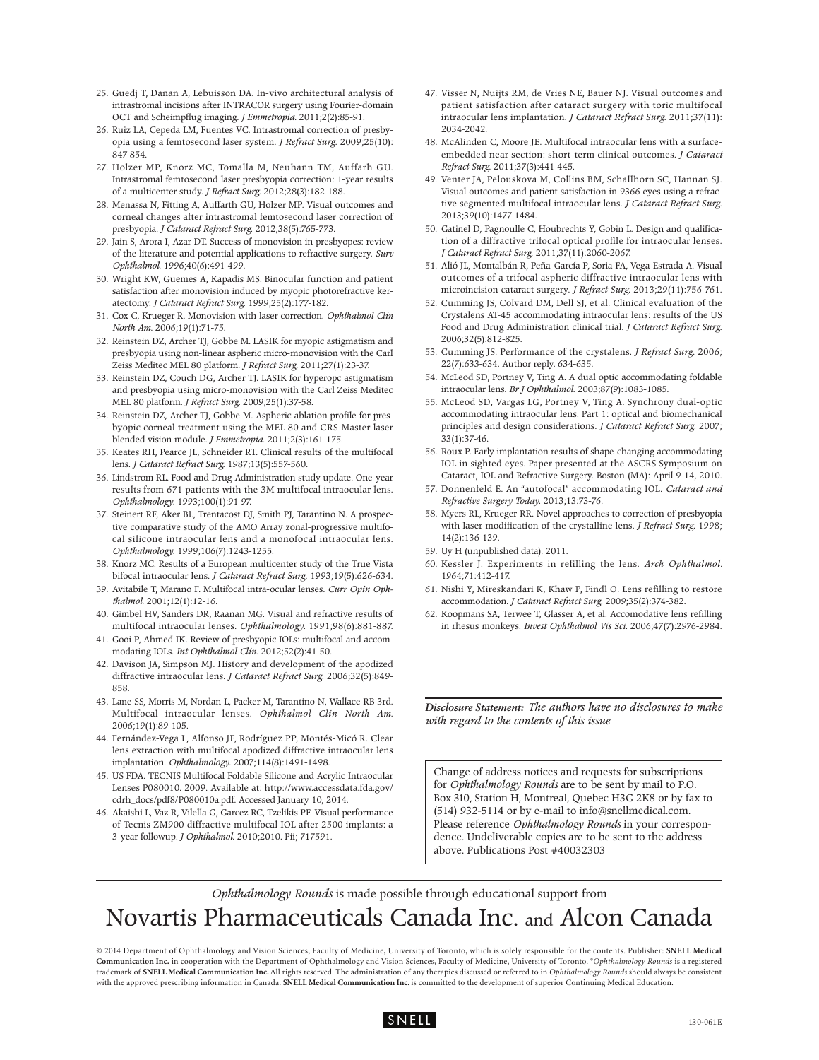25. Guedj T, Danan A, Lebuisson DA. In-vivo architectural analysis of intrastromal incisions after INTRACOR surgery using Fourier-domain OCT and Scheimpflug imaging. *J Emmetropia.* 2011;2(2):85-91.
26. Ruiz LA, Cepeda LM, Fuentes VC. Intrastromal correction of presbyopia using a femtosecond laser system. *J Refract Surg.* 2009;25(10):847-854.
27. Holzer MP, Knorz MC, Tomalla M, Neuhann TM, Auffarh GU. Intrastromal femtosecond laser presbyopia correction: 1-year results of a multicenter study. *J Refract Surg.* 2012;28(3):182-188.
28. Menassa N, Fitting A, Auffarth GU, Holzer MP. Visual outcomes and corneal changes after intrastromal femtosecond laser correction of presbyopia. *J Cataract Refract Surg.* 2012;38(5):765-773.
29. Jain S, Arora I, Azar DT. Success of monovision in presbyopes: review of the literature and potential applications to refractive surgery. *Surv Ophthalmol.* 1996;40(6):491-499.
30. Wright KW, Guemes A, Kapadis MS. Binocular function and patient satisfaction after monovision induced by myopic photorefractive keratectomy. *J Cataract Refract Surg.* 1999;25(2):177-182.
31. Cox C, Krueger R. Monovision with laser correction. *Ophthalmol Clin North Am.* 2006;19(1):71-75.
32. Reinstein DZ, Archer TJ, Gobbe M. LASIK for myopic astigmatism and presbyopia using non-linear aspheric micro-monovision with the Carl Zeiss Meditec MEL 80 platform. *J Refract Surg.* 2011;27(1):23-37.
33. Reinstein DZ, Couch DG, Archer TJ. LASIK for hyperopc astigmatism and presbyopia using micro-monovision with the Carl Zeiss Meditec MEL 80 platform. *J Refract Surg.* 2009;25(1):37-58.
34. Reinstein DZ, Archer TJ, Gobbe M. Aspheric ablation profile for presbyopic corneal treatment using the MEL 80 and CRS-Master laser blended vision module. *J Emmetropia.* 2011;2(3):161-175.
35. Keates RH, Pearce JL, Schneider RT. Clinical results of the multifocal lens. *J Cataract Refract Surg.* 1987;13(5):557-560.
36. Lindstrom RL. Food and Drug Administration study update. One-year results from 671 patients with the 3M multifocal intraocular lens. *Ophthalmology.* 1993;100(1):91-97.
37. Steinert RF, Aker BL, Trentacost DJ, Smith PJ, Tarantino N. A prospective comparative study of the AMO Array zonal-progressive multifocal silicone intraocular lens and a monofocal intraocular lens. *Ophthalmology.* 1999;106(7):1243-1255.
38. Knorz MC. Results of a European multicenter study of the True Vista bifocal intraocular lens. *J Cataract Refract Surg.* 1993;19(5):626-634.
39. Avitabile T, Marano F. Multifocal intra-ocular lenses. *Curr Opin Ophthalmol.* 2001;12(1):12-16.
40. Gimbel HV, Sanders DR, Raanan MG. Visual and refractive results of multifocal intraocular lenses. *Ophthalmology.* 1991;98(6):881-887.
41. Gooi P, Ahmed IK. Review of presbyopic IOLs: multifocal and accommodating IOLs. *Int Ophthalmol Clin.* 2012;52(2):41-50.
42. Davison JA, Simpson MJ. History and development of the apodized diffractive intraocular lens. *J Cataract Refract Surg.* 2006;32(5):849-858.
43. Lane SS, Morris M, Nordan L, Packer M, Tarantino N, Wallace RB 3rd. Multifocal intraocular lenses. *Ophthalmol Clin North Am.* 2006;19(1):89-105.
44. Fernández-Vega L, Alfonso JF, Rodríguez PP, Montés-Micó R. Clear lens extraction with multifocal apodized diffractive intraocular lens implantation. *Ophthalmology.* 2007;114(8):1491-1498.
45. US FDA. TECNIS Multifocal Foldable Silicone and Acrylic Intraocular Lenses P080010. 2009. Available at: http://www.accessdata.fda.gov/cdrh_docs/pdf8/P080010a.pdf. Accessed January 10, 2014.
46. Akaishi L, Vaz R, Vilella G, Garcez RC, Tzelikis PF. Visual performance of Tecnis ZM900 diffractive multifocal IOL after 2500 implants: a 3-year followup. *J Ophthalmol.* 2010;2010. Pii; 717591.
47. Visser N, Nuijts RM, de Vries NE, Bauer NJ. Visual outcomes and patient satisfaction after cataract surgery with toric multifocal intraocular lens implantation. *J Cataract Refract Surg.* 2011;37(11):2034-2042.
48. McAlinden C, Moore JE. Multifocal intraocular lens with a surface-embedded near section: short-term clinical outcomes. *J Cataract Refract Surg.* 2011;37(3):441-445.
49. Venter JA, Pelouskova M, Collins BM, Schallhorn SC, Hannan SJ. Visual outcomes and patient satisfaction in 9366 eyes using a refractive segmented multifocal intraocular lens. *J Cataract Refract Surg.* 2013;39(10):1477-1484.
50. Gatinel D, Pagnoulle C, Houbrechts Y, Gobin L. Design and qualification of a diffractive trifocal optical profile for intraocular lenses. *J Cataract Refract Surg.* 2011;37(11):2060-2067.
51. Alió JL, Montalbán R, Peña-García P, Soria FA, Vega-Estrada A. Visual outcomes of a trifocal aspheric diffractive intraocular lens with microincision cataract surgery. *J Refract Surg.* 2013;29(11):756-761.
52. Cumming JS, Colvard DM, Dell SJ, et al. Clinical evaluation of the Crystalens AT-45 accommodating intraocular lens: results of the US Food and Drug Administration clinical trial. *J Cataract Refract Surg.* 2006;32(5):812-825.
53. Cumming JS. Performance of the crystalens. *J Refract Surg.* 2006; 22(7):633-634. Author reply. 634-635.
54. McLeod SD, Portney V, Ting A. A dual optic accommodating foldable intraocular lens. *Br J Ophthalmol.* 2003;87(9):1083-1085.
55. McLeod SD, Vargas LG, Portney V, Ting A. Synchrony dual-optic accommodating intraocular lens. Part 1: optical and biomechanical principles and design considerations. *J Cataract Refract Surg.* 2007; 33(1):37-46.
56. Roux P. Early implantation results of shape-changing accommodating IOL in sighted eyes. Paper presented at the ASCRS Symposium on Cataract, IOL and Refractive Surgery. Boston (MA): April 9-14, 2010.
57. Donnenfeld E. An "autofocal" accommodating IOL. *Cataract and Refractive Surgery Today.* 2013;13:73-76.
58. Myers RL, Krueger RR. Novel approaches to correction of presbyopia with laser modification of the crystalline lens. *J Refract Surg.* 1998; 14(2):136-139.
59. Uy H (unpublished data). 2011.
60. Kessler J. Experiments in refilling the lens. *Arch Ophthalmol.* 1964;71:412-417.
61. Nishi Y, Mireskandari K, Khaw P, Findl O. Lens refilling to restore accommodation. *J Cataract Refract Surg.* 2009;35(2):374-382.
62. Koopmans SA, Terwee T, Glasser A, et al. Accomodative lens refilling in rhesus monkeys. *Invest Ophthalmol Vis Sci.* 2006;47(7):2976-2984.

***Disclosure Statement:*** *The authors have no disclosures to make with regard to the contents of this issue*

Change of address notices and requests for subscriptions for *Ophthalmology Rounds* are to be sent by mail to P.O. Box 310, Station H, Montreal, Quebec H3G 2K8 or by fax to (514) 932-5114 or by e-mail to info@snellmedical.com. Please reference *Ophthalmology Rounds* in your correspondence. Undeliverable copies are to be sent to the address above. Publications Post #40032303

*Ophthalmology Rounds* is made possible through educational support from

Novartis Pharmaceuticals Canada Inc. and Alcon Canada

© 2014 Department of Ophthalmology and Vision Sciences, Faculty of Medicine, University of Toronto, which is solely responsible for the contents. Publisher: **SNELL Medical Communication Inc.** in cooperation with the Department of Ophthalmology and Vision Sciences, Faculty of Medicine, University of Toronto. ®*Ophthalmology Rounds* is a registered trademark of **SNELL Medical Communication Inc.** All rights reserved. The administration of any therapies discussed or referred to in *Ophthalmology Rounds* should always be consistent with the approved prescribing information in Canada. **SNELL Medical Communication Inc.** is committed to the development of superior Continuing Medical Education.

SNELL

130-061E